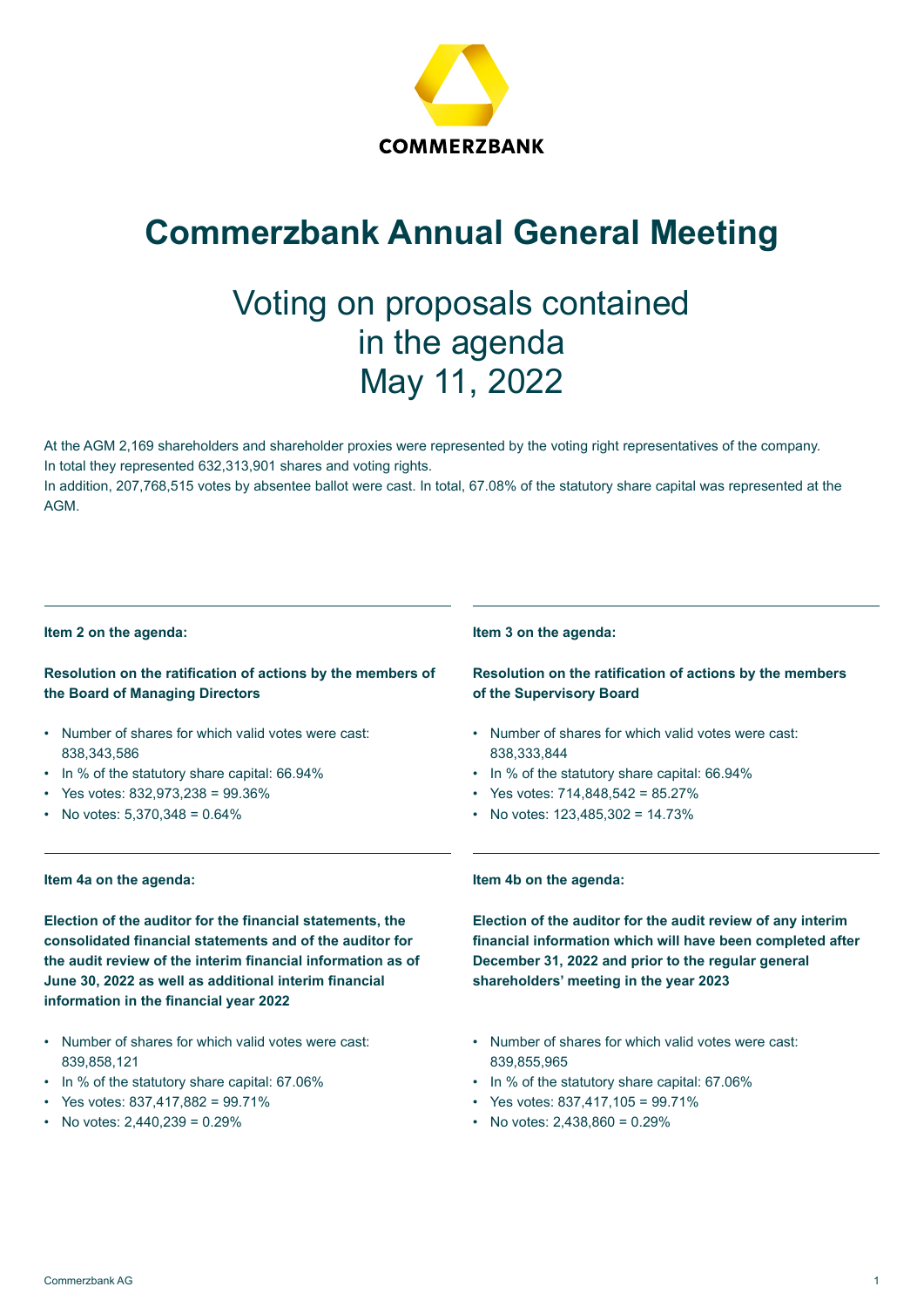COMMERZBANK

# Commerzbank Annual General Meeting

## Voting on proposals contained in the agenda May 11, 2022

At the AGM 2,169 shareholders and shareholder proxies were represented by the voting right representatives of the company. In total they represented 632,313,901 shares and voting rights.
In addition, 207,768,515 votes by absentee ballot were cast. In total, 67.08% of the statutory share capital was represented at the AGM.

**Item 2 on the agenda:**

**Resolution on the ratification of actions by the members of the Board of Managing Directors**

- Number of shares for which valid votes were cast: 838,343,586
- In % of the statutory share capital: 66.94%
- Yes votes: 832,973,238 = 99.36%
- No votes: 5,370,348 = 0.64%

**Item 3 on the agenda:**

**Resolution on the ratification of actions by the members of the Supervisory Board**

- Number of shares for which valid votes were cast: 838,333,844
- In % of the statutory share capital: 66.94%
- Yes votes: 714,848,542 = 85.27%
- No votes: 123,485,302 = 14.73%

**Item 4a on the agenda:**

**Election of the auditor for the financial statements, the consolidated financial statements and of the auditor for the audit review of the interim financial information as of June 30, 2022 as well as additional interim financial information in the financial year 2022**

- Number of shares for which valid votes were cast: 839,858,121
- In % of the statutory share capital: 67.06%
- Yes votes: 837,417,882 = 99.71%
- No votes: 2,440,239 = 0.29%

**Item 4b on the agenda:**

**Election of the auditor for the audit review of any interim financial information which will have been completed after December 31, 2022 and prior to the regular general shareholders' meeting in the year 2023**

- Number of shares for which valid votes were cast: 839,855,965
- In % of the statutory share capital: 67.06%
- Yes votes: 837,417,105 = 99.71%
- No votes: 2,438,860 = 0.29%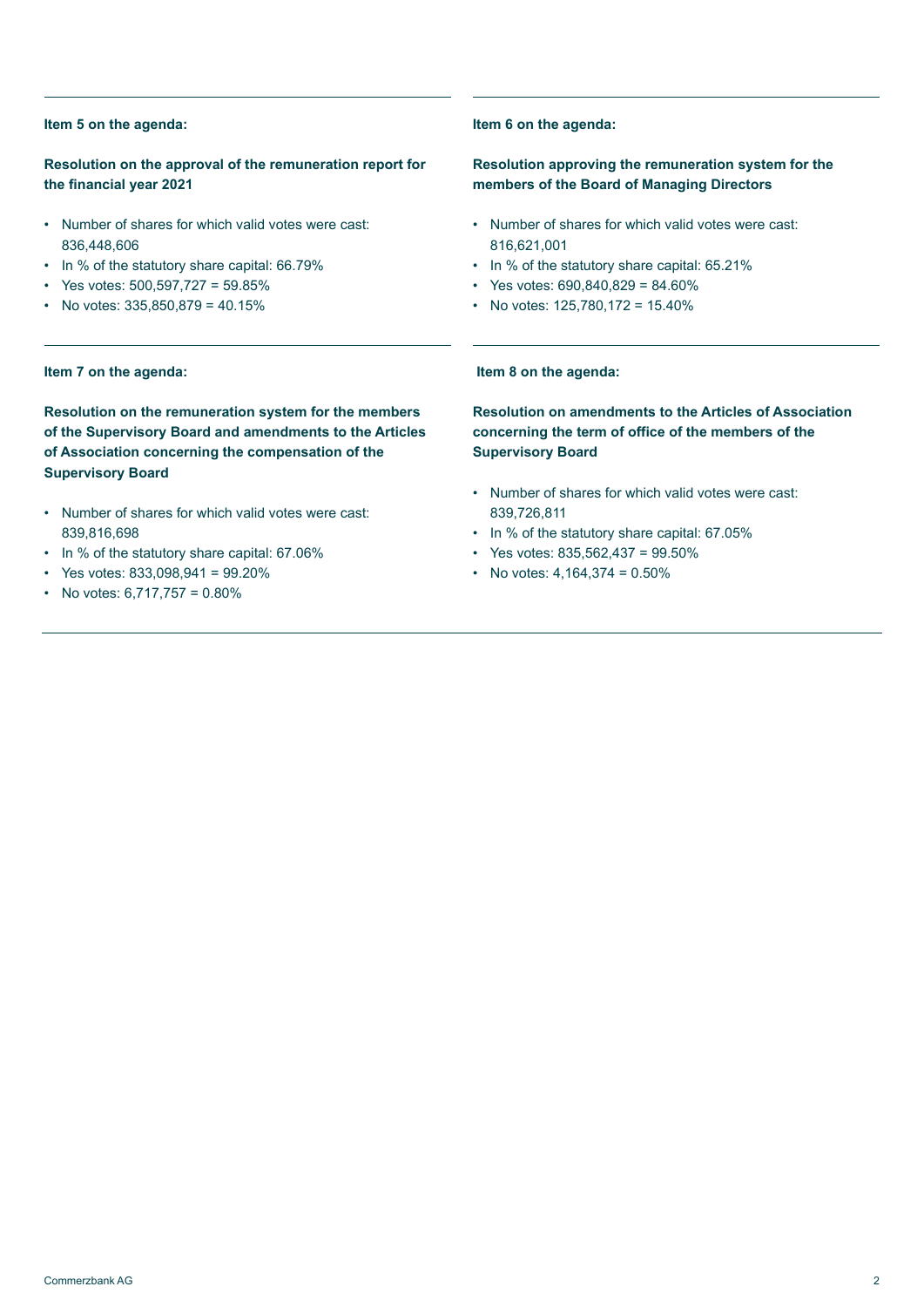**Item 5 on the agenda:**

**Resolution on the approval of the remuneration report for the financial year 2021**

- Number of shares for which valid votes were cast: 836,448,606
- In % of the statutory share capital: 66.79%
- Yes votes: 500,597,727 = 59.85%
- No votes: 335,850,879 = 40.15%

**Item 6 on the agenda:**

**Resolution approving the remuneration system for the members of the Board of Managing Directors**

- Number of shares for which valid votes were cast: 816,621,001
- In % of the statutory share capital: 65.21%
- Yes votes: 690,840,829 = 84.60%
- No votes: 125,780,172 = 15.40%

**Item 7 on the agenda:**

**Resolution on the remuneration system for the members of the Supervisory Board and amendments to the Articles of Association concerning the compensation of the Supervisory Board**

- Number of shares for which valid votes were cast: 839,816,698
- In % of the statutory share capital: 67.06%
- Yes votes: 833,098,941 = 99.20%
- No votes: 6,717,757 = 0.80%

**Item 8 on the agenda:**

**Resolution on amendments to the Articles of Association concerning the term of office of the members of the Supervisory Board**

- Number of shares for which valid votes were cast: 839,726,811
- In % of the statutory share capital: 67.05%
- Yes votes: 835,562,437 = 99.50%
- No votes: 4,164,374 = 0.50%